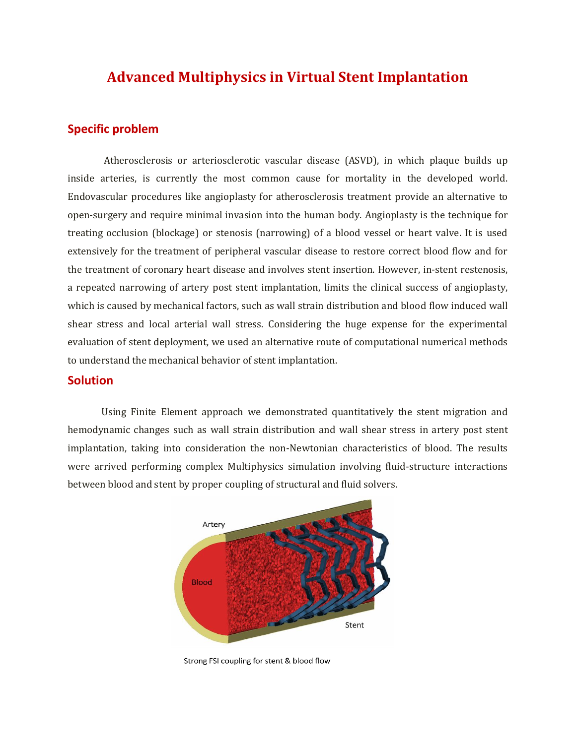# Advanced Multiphysics in Virtual Stent Implantation

## Specific problem

Atherosclerosis or arteriosclerotic vascular disease (ASVD), in which plaque builds up inside arteries, is currently the most common cause for mortality in the developed world. Endovascular procedures like angioplasty for atherosclerosis treatment provide an alternative to open-surgery and require minimal invasion into the human body. Angioplasty is the technique for treating occlusion (blockage) or stenosis (narrowing) of a blood vessel or heart valve. It is used extensively for the treatment of peripheral vascular disease to restore correct blood flow and for the treatment of coronary heart disease and involves stent insertion. However, in-stent restenosis, a repeated narrowing of artery post stent implantation, limits the clinical success of angioplasty, which is caused by mechanical factors, such as wall strain distribution and blood flow induced wall shear stress and local arterial wall stress. Considering the huge expense for the experimental evaluation of stent deployment, we used an alternative route of computational numerical methods to understand the mechanical behavior of stent implantation.

## Solution

Using Finite Element approach we demonstrated quantitatively the stent migration and hemodynamic changes such as wall strain distribution and wall shear stress in artery post stent implantation, taking into consideration the non-Newtonian characteristics of blood. The results were arrived performing complex Multiphysics simulation involving fluid-structure interactions between blood and stent by proper coupling of structural and fluid solvers.

Strong FSI coupling for stent & blood flow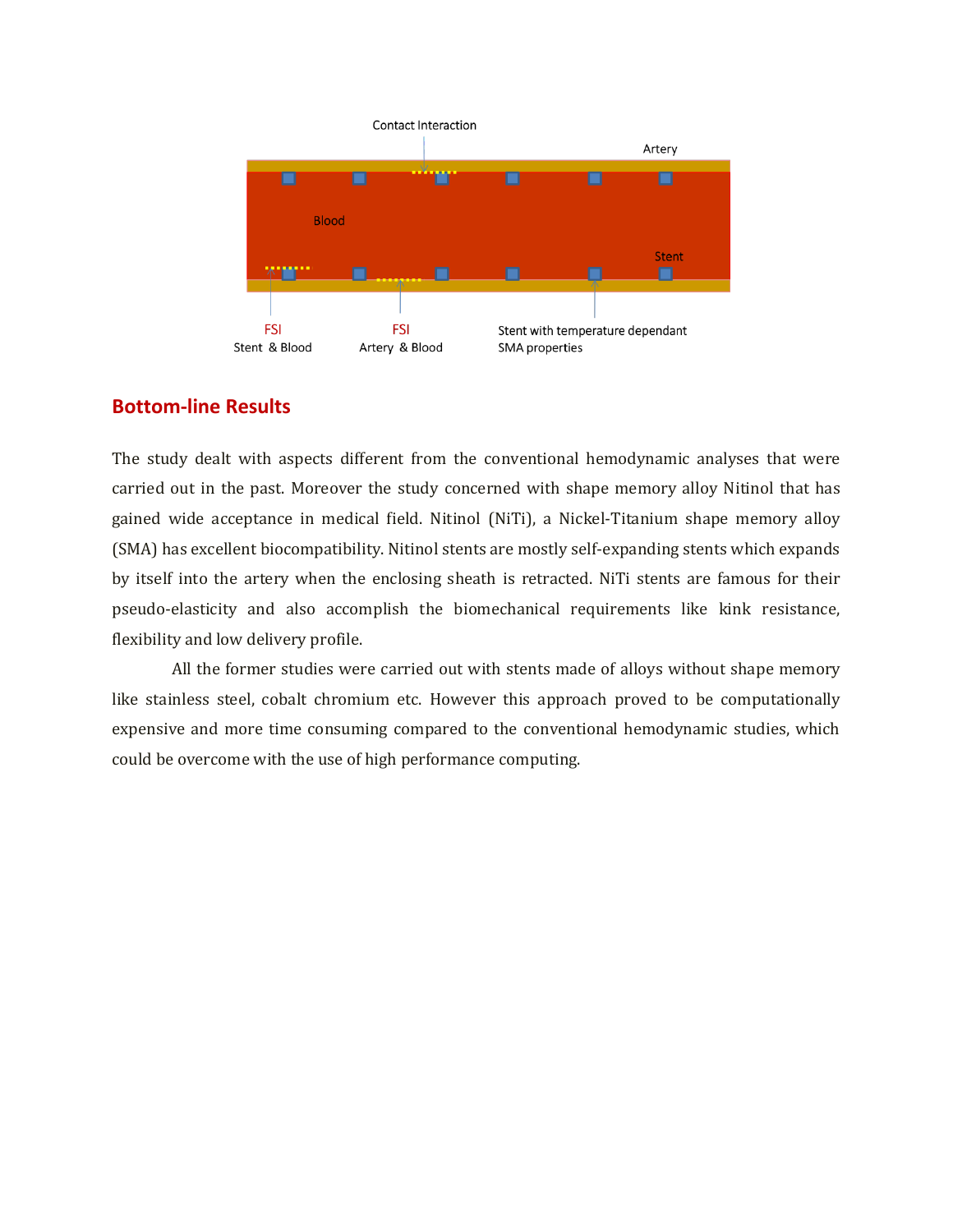Contact Interaction

Artery

Blood

Stent

FSI
Stent & Blood

FSI
Artery & Blood

Stent with temperature dependant
SMA properties

## Bottom-line Results

The study dealt with aspects different from the conventional hemodynamic analyses that were carried out in the past. Moreover the study concerned with shape memory alloy Nitinol that has gained wide acceptance in medical field. Nitinol (NiTi), a Nickel-Titanium shape memory alloy (SMA) has excellent biocompatibility. Nitinol stents are mostly self-expanding stents which expands by itself into the artery when the enclosing sheath is retracted. NiTi stents are famous for their pseudo-elasticity and also accomplish the biomechanical requirements like kink resistance, flexibility and low delivery profile.

All the former studies were carried out with stents made of alloys without shape memory like stainless steel, cobalt chromium etc. However this approach proved to be computationally expensive and more time consuming compared to the conventional hemodynamic studies, which could be overcome with the use of high performance computing.